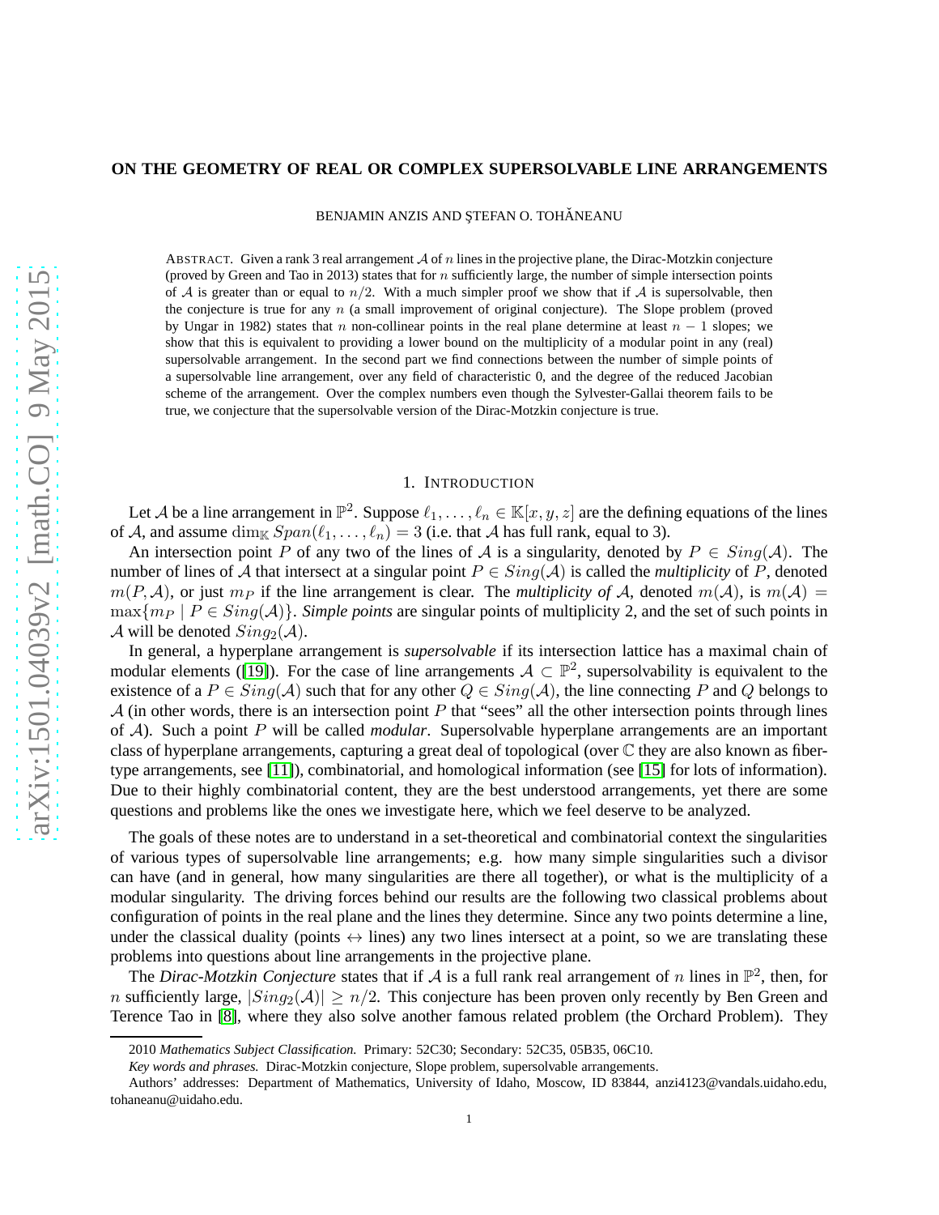# ON THE GEOMETRY OF REAL OR COMPLEX SUPERSOLVABLE LINE ARRANGEMENTS

BENJAMIN ANZIS AND ŞTEFAN O. TOHĂNEANU

ABSTRACT. Given a rank 3 real arrangement $\mathcal{A}$ of $n$ lines in the projective plane, the Dirac-Motzkin conjecture (proved by Green and Tao in 2013) states that for $n$ sufficiently large, the number of simple intersection points of $\mathcal{A}$ is greater than or equal to $n/2$. With a much simpler proof we show that if $\mathcal{A}$ is supersolvable, then the conjecture is true for any $n$ (a small improvement of original conjecture). The Slope problem (proved by Ungar in 1982) states that $n$ non-collinear points in the real plane determine at least $n-1$ slopes; we show that this is equivalent to providing a lower bound on the multiplicity of a modular point in any (real) supersolvable arrangement. In the second part we find connections between the number of simple points of a supersolvable line arrangement, over any field of characteristic 0, and the degree of the reduced Jacobian scheme of the arrangement. Over the complex numbers even though the Sylvester-Gallai theorem fails to be true, we conjecture that the supersolvable version of the Dirac-Motzkin conjecture is true.

## 1. INTRODUCTION

Let $\mathcal{A}$ be a line arrangement in $\mathbb{P}^2$. Suppose $\ell_1, \ldots, \ell_n \in \mathbb{K}[x, y, z]$ are the defining equations of the lines of $\mathcal{A}$, and assume $\dim_{\mathbb{K}} Span(\ell_1, \ldots, \ell_n) = 3$ (i.e. that $\mathcal{A}$ has full rank, equal to 3).

An intersection point $P$ of any two of the lines of $\mathcal{A}$ is a singularity, denoted by $P \in Sing(\mathcal{A})$. The number of lines of $\mathcal{A}$ that intersect at a singular point $P \in Sing(\mathcal{A})$ is called the *multiplicity* of $P$, denoted $m(P, \mathcal{A})$, or just $m_P$ if the line arrangement is clear. The *multiplicity of* $\mathcal{A}$, denoted $m(\mathcal{A})$, is $m(\mathcal{A}) = \max\{m_P \mid P \in Sing(\mathcal{A})\}$. *Simple points* are singular points of multiplicity 2, and the set of such points in $\mathcal{A}$ will be denoted $Sing_2(\mathcal{A})$.

In general, a hyperplane arrangement is *supersolvable* if its intersection lattice has a maximal chain of modular elements ([19]). For the case of line arrangements $\mathcal{A} \subset \mathbb{P}^2$, supersolvability is equivalent to the existence of a $P \in Sing(\mathcal{A})$ such that for any other $Q \in Sing(\mathcal{A})$, the line connecting $P$ and $Q$ belongs to $\mathcal{A}$ (in other words, there is an intersection point $P$ that "sees" all the other intersection points through lines of $\mathcal{A}$). Such a point $P$ will be called *modular*. Supersolvable hyperplane arrangements are an important class of hyperplane arrangements, capturing a great deal of topological (over $\mathbb{C}$ they are also known as fiber-type arrangements, see [11]), combinatorial, and homological information (see [15] for lots of information). Due to their highly combinatorial content, they are the best understood arrangements, yet there are some questions and problems like the ones we investigate here, which we feel deserve to be analyzed.

The goals of these notes are to understand in a set-theoretical and combinatorial context the singularities of various types of supersolvable line arrangements; e.g. how many simple singularities such a divisor can have (and in general, how many singularities are there all together), or what is the multiplicity of a modular singularity. The driving forces behind our results are the following two classical problems about configuration of points in the real plane and the lines they determine. Since any two points determine a line, under the classical duality (points $\leftrightarrow$ lines) any two lines intersect at a point, so we are translating these problems into questions about line arrangements in the projective plane.

The *Dirac-Motzkin Conjecture* states that if $\mathcal{A}$ is a full rank real arrangement of $n$ lines in $\mathbb{P}^2$, then, for $n$ sufficiently large, $|Sing_2(\mathcal{A})| \geq n/2$. This conjecture has been proven only recently by Ben Green and Terence Tao in [8], where they also solve another famous related problem (the Orchard Problem). They

---

2010 *Mathematics Subject Classification.* Primary: 52C30; Secondary: 52C35, 05B35, 06C10.

*Key words and phrases.* Dirac-Motzkin conjecture, Slope problem, supersolvable arrangements.

Authors' addresses: Department of Mathematics, University of Idaho, Moscow, ID 83844, anzi4123@vandals.uidaho.edu, tohaneanu@uidaho.edu.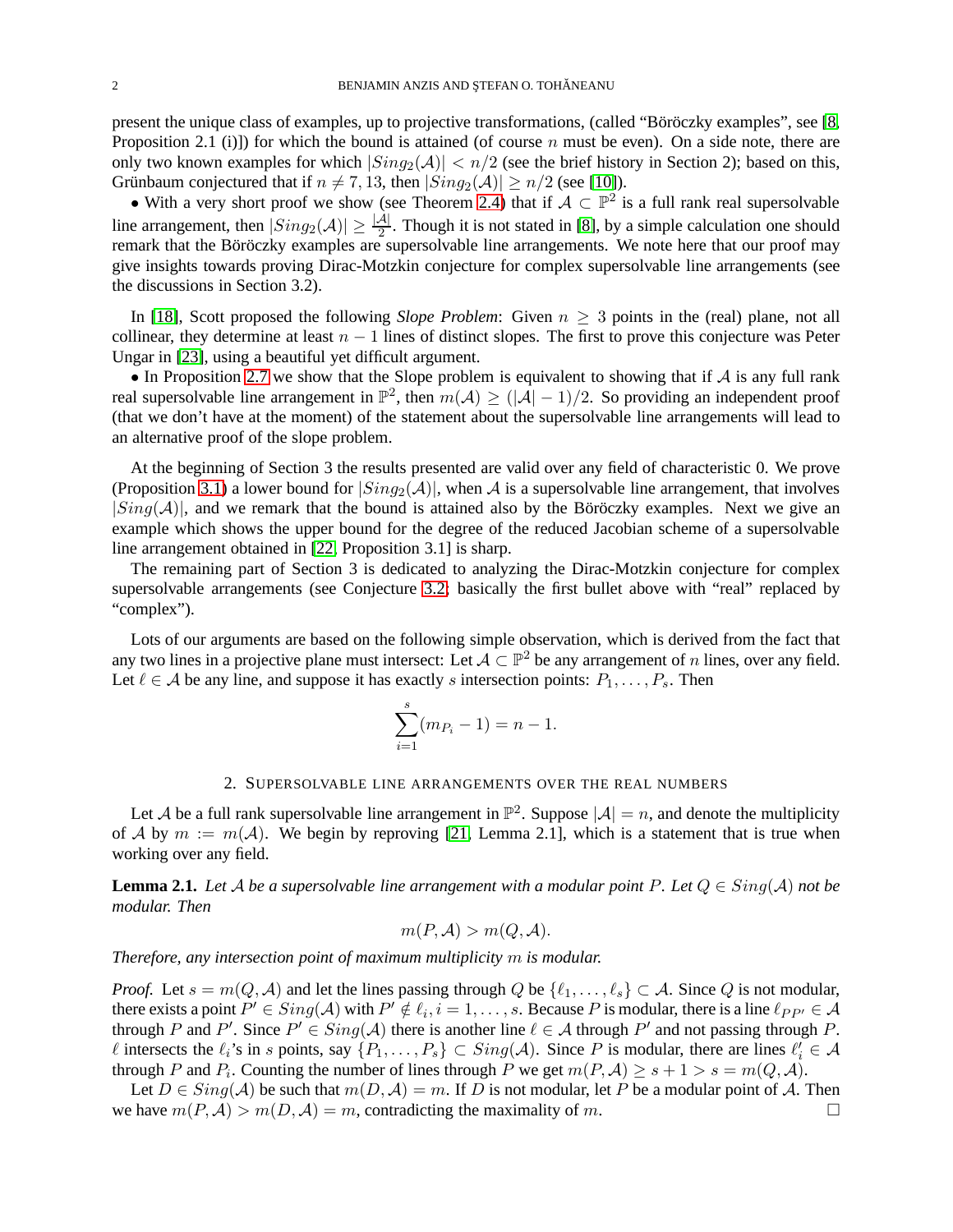present the unique class of examples, up to projective transformations, (called "Böröczky examples", see [8, Proposition 2.1 (i)]) for which the bound is attained (of course $n$ must be even). On a side note, there are only two known examples for which $|Sing_2(\mathcal{A})| < n/2$ (see the brief history in Section 2); based on this, Grünbaum conjectured that if $n \neq 7, 13$, then $|Sing_2(\mathcal{A})| \geq n/2$ (see [10]).

• With a very short proof we show (see Theorem 2.4) that if $\mathcal{A} \subset \mathbb{P}^2$ is a full rank real supersolvable line arrangement, then $|Sing_2(\mathcal{A})| \geq \frac{|\mathcal{A}|}{2}$. Though it is not stated in [8], by a simple calculation one should remark that the Böröczky examples are supersolvable line arrangements. We note here that our proof may give insights towards proving Dirac-Motzkin conjecture for complex supersolvable line arrangements (see the discussions in Section 3.2).

In [18], Scott proposed the following *Slope Problem*: Given $n \geq 3$ points in the (real) plane, not all collinear, they determine at least $n-1$ lines of distinct slopes. The first to prove this conjecture was Peter Ungar in [23], using a beautiful yet difficult argument.

• In Proposition 2.7 we show that the Slope problem is equivalent to showing that if $\mathcal{A}$ is any full rank real supersolvable line arrangement in $\mathbb{P}^2$, then $m(\mathcal{A}) \geq (|\mathcal{A}|-1)/2$. So providing an independent proof (that we don't have at the moment) of the statement about the supersolvable line arrangements will lead to an alternative proof of the slope problem.

At the beginning of Section 3 the results presented are valid over any field of characteristic 0. We prove (Proposition 3.1) a lower bound for $|Sing_2(\mathcal{A})|$, when $\mathcal{A}$ is a supersolvable line arrangement, that involves $|Sing(\mathcal{A})|$, and we remark that the bound is attained also by the Böröczky examples. Next we give an example which shows the upper bound for the degree of the reduced Jacobian scheme of a supersolvable line arrangement obtained in [22, Proposition 3.1] is sharp.

The remaining part of Section 3 is dedicated to analyzing the Dirac-Motzkin conjecture for complex supersolvable arrangements (see Conjecture 3.2; basically the first bullet above with "real" replaced by "complex").

Lots of our arguments are based on the following simple observation, which is derived from the fact that any two lines in a projective plane must intersect: Let $\mathcal{A} \subset \mathbb{P}^2$ be any arrangement of $n$ lines, over any field. Let $\ell \in \mathcal{A}$ be any line, and suppose it has exactly $s$ intersection points: $P_1, \ldots, P_s$. Then

$$\sum_{i=1}^{s}(m_{P_i}-1) = n-1.$$

## 2. Supersolvable line arrangements over the real numbers

Let $\mathcal{A}$ be a full rank supersolvable line arrangement in $\mathbb{P}^2$. Suppose $|\mathcal{A}| = n$, and denote the multiplicity of $\mathcal{A}$ by $m := m(\mathcal{A})$. We begin by reproving [21, Lemma 2.1], which is a statement that is true when working over any field.

**Lemma 2.1.** *Let $\mathcal{A}$ be a supersolvable line arrangement with a modular point $P$. Let $Q \in Sing(\mathcal{A})$ not be modular. Then*

$$m(P, \mathcal{A}) > m(Q, \mathcal{A}).$$

*Therefore, any intersection point of maximum multiplicity $m$ is modular.*

*Proof.* Let $s = m(Q, \mathcal{A})$ and let the lines passing through $Q$ be $\{\ell_1, \ldots, \ell_s\} \subset \mathcal{A}$. Since $Q$ is not modular, there exists a point $P' \in Sing(\mathcal{A})$ with $P' \notin \ell_i, i = 1, \ldots, s$. Because $P$ is modular, there is a line $\ell_{PP'} \in \mathcal{A}$ through $P$ and $P'$. Since $P' \in Sing(\mathcal{A})$ there is another line $\ell \in \mathcal{A}$ through $P'$ and not passing through $P$. $\ell$ intersects the $\ell_i$'s in $s$ points, say $\{P_1, \ldots, P_s\} \subset Sing(\mathcal{A})$. Since $P$ is modular, there are lines $\ell_i' \in \mathcal{A}$ through $P$ and $P_i$. Counting the number of lines through $P$ we get $m(P, \mathcal{A}) \geq s+1 > s = m(Q, \mathcal{A})$.

Let $D \in Sing(\mathcal{A})$ be such that $m(D, \mathcal{A}) = m$. If $D$ is not modular, let $P$ be a modular point of $\mathcal{A}$. Then we have $m(P, \mathcal{A}) > m(D, \mathcal{A}) = m$, contradicting the maximality of $m$. □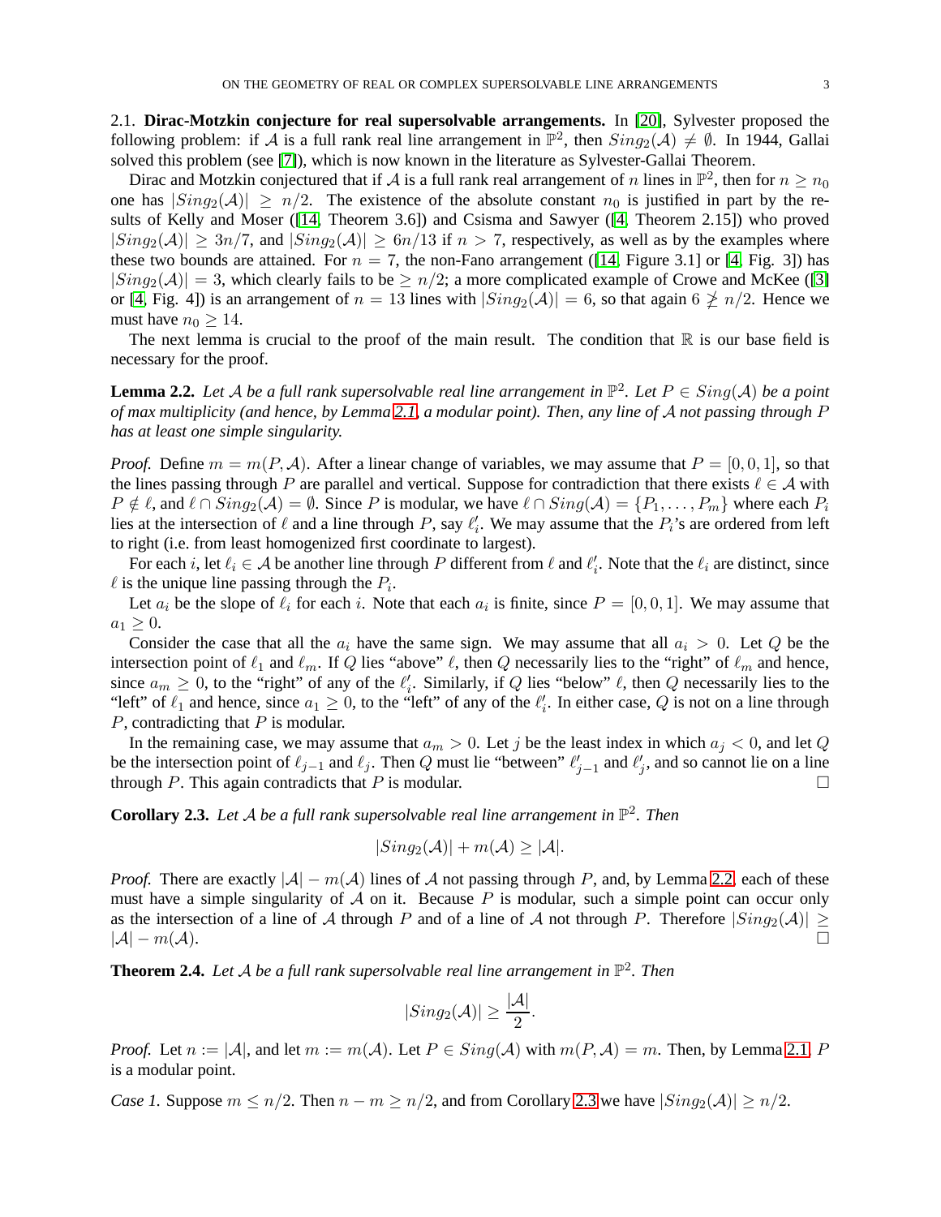2.1. **Dirac-Motzkin conjecture for real supersolvable arrangements.** In [20], Sylvester proposed the following problem: if $\mathcal{A}$ is a full rank real line arrangement in $\mathbb{P}^2$, then $Sing_2(\mathcal{A}) \neq \emptyset$. In 1944, Gallai solved this problem (see [7]), which is now known in the literature as Sylvester-Gallai Theorem.

Dirac and Motzkin conjectured that if $\mathcal{A}$ is a full rank real arrangement of $n$ lines in $\mathbb{P}^2$, then for $n \geq n_0$ one has $|Sing_2(\mathcal{A})| \geq n/2$. The existence of the absolute constant $n_0$ is justified in part by the results of Kelly and Moser ([14, Theorem 3.6]) and Csisma and Sawyer ([4, Theorem 2.15]) who proved $|Sing_2(\mathcal{A})| \geq 3n/7$, and $|Sing_2(\mathcal{A})| \geq 6n/13$ if $n > 7$, respectively, as well as by the examples where these two bounds are attained. For $n = 7$, the non-Fano arrangement ([14, Figure 3.1] or [4, Fig. 3]) has $|Sing_2(\mathcal{A})| = 3$, which clearly fails to be $\geq n/2$; a more complicated example of Crowe and McKee ([3] or [4, Fig. 4]) is an arrangement of $n = 13$ lines with $|Sing_2(\mathcal{A})| = 6$, so that again $6 \ngeq n/2$. Hence we must have $n_0 \geq 14$.

The next lemma is crucial to the proof of the main result. The condition that $\mathbb{R}$ is our base field is necessary for the proof.

**Lemma 2.2.** *Let $\mathcal{A}$ be a full rank supersolvable real line arrangement in $\mathbb{P}^2$. Let $P \in Sing(\mathcal{A})$ be a point of max multiplicity (and hence, by Lemma 2.1, a modular point). Then, any line of $\mathcal{A}$ not passing through $P$ has at least one simple singularity.*

*Proof.* Define $m = m(P, \mathcal{A})$. After a linear change of variables, we may assume that $P = [0, 0, 1]$, so that the lines passing through $P$ are parallel and vertical. Suppose for contradiction that there exists $\ell \in \mathcal{A}$ with $P \notin \ell$, and $\ell \cap Sing_2(\mathcal{A}) = \emptyset$. Since $P$ is modular, we have $\ell \cap Sing(\mathcal{A}) = \{P_1, \ldots, P_m\}$ where each $P_i$ lies at the intersection of $\ell$ and a line through $P$, say $\ell'_i$. We may assume that the $P_i$'s are ordered from left to right (i.e. from least homogenized first coordinate to largest).

For each $i$, let $\ell_i \in \mathcal{A}$ be another line through $P$ different from $\ell$ and $\ell'_i$. Note that the $\ell_i$ are distinct, since $\ell$ is the unique line passing through the $P_i$.

Let $a_i$ be the slope of $\ell_i$ for each $i$. Note that each $a_i$ is finite, since $P = [0, 0, 1]$. We may assume that $a_1 \geq 0$.

Consider the case that all the $a_i$ have the same sign. We may assume that all $a_i > 0$. Let $Q$ be the intersection point of $\ell_1$ and $\ell_m$. If $Q$ lies "above" $\ell$, then $Q$ necessarily lies to the "right" of $\ell_m$ and hence, since $a_m \geq 0$, to the "right" of any of the $\ell'_i$. Similarly, if $Q$ lies "below" $\ell$, then $Q$ necessarily lies to the "left" of $\ell_1$ and hence, since $a_1 \geq 0$, to the "left" of any of the $\ell'_i$. In either case, $Q$ is not on a line through $P$, contradicting that $P$ is modular.

In the remaining case, we may assume that $a_m > 0$. Let $j$ be the least index in which $a_j < 0$, and let $Q$ be the intersection point of $\ell_{j-1}$ and $\ell_j$. Then $Q$ must lie "between" $\ell'_{j-1}$ and $\ell'_j$, and so cannot lie on a line through $P$. This again contradicts that $P$ is modular. □

**Corollary 2.3.** *Let $\mathcal{A}$ be a full rank supersolvable real line arrangement in $\mathbb{P}^2$. Then*

$$|Sing_2(\mathcal{A})| + m(\mathcal{A}) \geq |\mathcal{A}|.$$

*Proof.* There are exactly $|\mathcal{A}| - m(\mathcal{A})$ lines of $\mathcal{A}$ not passing through $P$, and, by Lemma 2.2, each of these must have a simple singularity of $\mathcal{A}$ on it. Because $P$ is modular, such a simple point can occur only as the intersection of a line of $\mathcal{A}$ through $P$ and of a line of $\mathcal{A}$ not through $P$. Therefore $|Sing_2(\mathcal{A})| \geq |\mathcal{A}| - m(\mathcal{A})$. □

**Theorem 2.4.** *Let $\mathcal{A}$ be a full rank supersolvable real line arrangement in $\mathbb{P}^2$. Then*

$$|Sing_2(\mathcal{A})| \geq \frac{|\mathcal{A}|}{2}.$$

*Proof.* Let $n := |\mathcal{A}|$, and let $m := m(\mathcal{A})$. Let $P \in Sing(\mathcal{A})$ with $m(P, \mathcal{A}) = m$. Then, by Lemma 2.1, $P$ is a modular point.

*Case 1.* Suppose $m \leq n/2$. Then $n - m \geq n/2$, and from Corollary 2.3 we have $|Sing_2(\mathcal{A})| \geq n/2$.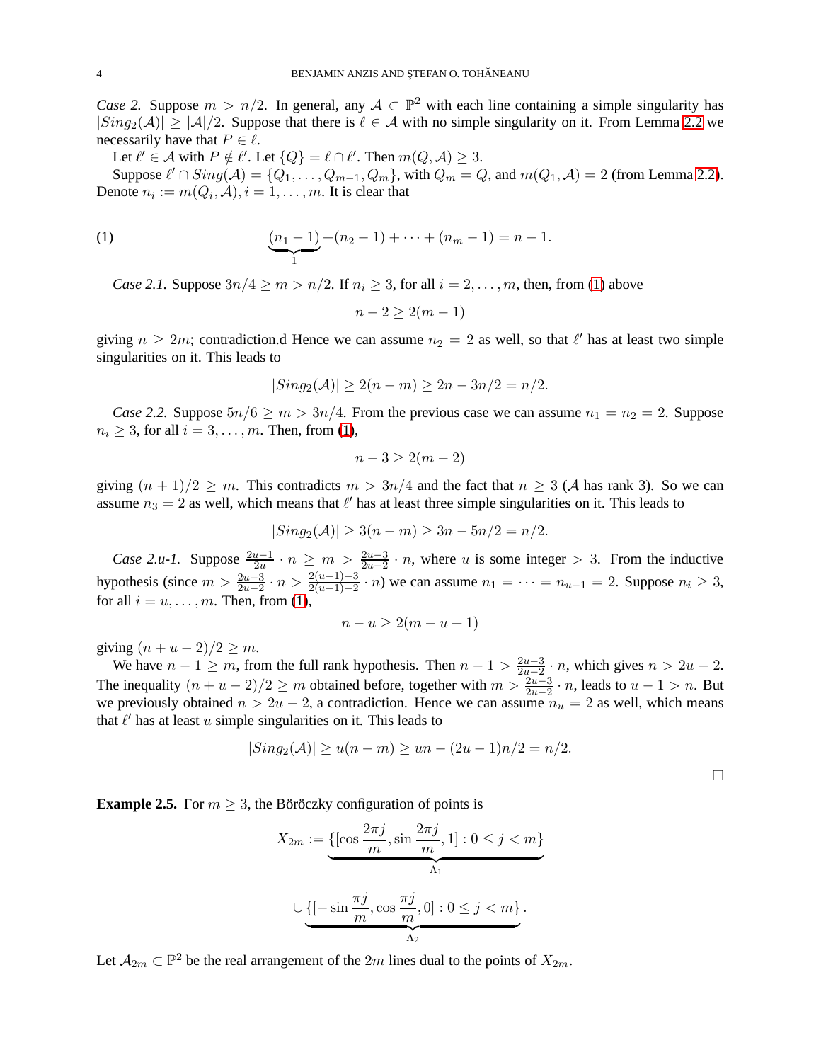*Case 2.* Suppose $m > n/2$. In general, any $\mathcal{A} \subset \mathbb{P}^2$ with each line containing a simple singularity has $|Sing_2(\mathcal{A})| \geq |\mathcal{A}|/2$. Suppose that there is $\ell \in \mathcal{A}$ with no simple singularity on it. From Lemma 2.2 we necessarily have that $P \in \ell$.

Let $\ell' \in \mathcal{A}$ with $P \notin \ell'$. Let $\{Q\} = \ell \cap \ell'$. Then $m(Q, \mathcal{A}) \geq 3$.

Suppose $\ell' \cap Sing(\mathcal{A}) = \{Q_1, \ldots, Q_{m-1}, Q_m\}$, with $Q_m = Q$, and $m(Q_1, \mathcal{A}) = 2$ (from Lemma 2.2). Denote $n_i := m(Q_i, \mathcal{A}), i = 1, \ldots, m$. It is clear that

$$\underbrace{(n_1 - 1)}_{1} + (n_2 - 1) + \cdots + (n_m - 1) = n - 1. \tag{1}$$

*Case 2.1.* Suppose $3n/4 \geq m > n/2$. If $n_i \geq 3$, for all $i = 2, \ldots, m$, then, from (1) above

$$n - 2 \geq 2(m - 1)$$

giving $n \geq 2m$; contradiction.d Hence we can assume $n_2 = 2$ as well, so that $\ell'$ has at least two simple singularities on it. This leads to

$$|Sing_2(\mathcal{A})| \geq 2(n - m) \geq 2n - 3n/2 = n/2.$$

*Case 2.2.* Suppose $5n/6 \geq m > 3n/4$. From the previous case we can assume $n_1 = n_2 = 2$. Suppose $n_i \geq 3$, for all $i = 3, \ldots, m$. Then, from (1),

$$n - 3 \geq 2(m - 2)$$

giving $(n + 1)/2 \geq m$. This contradicts $m > 3n/4$ and the fact that $n \geq 3$ ($\mathcal{A}$ has rank 3). So we can assume $n_3 = 2$ as well, which means that $\ell'$ has at least three simple singularities on it. This leads to

$$|Sing_2(\mathcal{A})| \geq 3(n - m) \geq 3n - 5n/2 = n/2.$$

*Case 2.u-1.* Suppose $\frac{2u-1}{2u} \cdot n \geq m > \frac{2u-3}{2u-2} \cdot n$, where $u$ is some integer $> 3$. From the inductive hypothesis (since $m > \frac{2u-3}{2u-2} \cdot n > \frac{2(u-1)-3}{2(u-1)-2} \cdot n$) we can assume $n_1 = \cdots = n_{u-1} = 2$. Suppose $n_i \geq 3$, for all $i = u, \ldots, m$. Then, from (1),

$$n - u \geq 2(m - u + 1)$$

giving $(n + u - 2)/2 \geq m$.

We have $n - 1 \geq m$, from the full rank hypothesis. Then $n - 1 > \frac{2u-3}{2u-2} \cdot n$, which gives $n > 2u - 2$. The inequality $(n + u - 2)/2 \geq m$ obtained before, together with $m > \frac{2u-3}{2u-2} \cdot n$, leads to $u - 1 > n$. But we previously obtained $n > 2u - 2$, a contradiction. Hence we can assume $n_u = 2$ as well, which means that $\ell'$ has at least $u$ simple singularities on it. This leads to

$$|Sing_2(\mathcal{A})| \geq u(n - m) \geq un - (2u - 1)n/2 = n/2.$$

$\square$

**Example 2.5.** For $m \geq 3$, the Böröczky configuration of points is

$$X_{2m} := \underbrace{\{[\cos \frac{2\pi j}{m}, \sin \frac{2\pi j}{m}, 1] : 0 \leq j < m\}}_{\Lambda_1}$$

$$\cup \underbrace{\{[-\sin \frac{\pi j}{m}, \cos \frac{\pi j}{m}, 0] : 0 \leq j < m\}}_{\Lambda_2}.$$

Let $\mathcal{A}_{2m} \subset \mathbb{P}^2$ be the real arrangement of the $2m$ lines dual to the points of $X_{2m}$.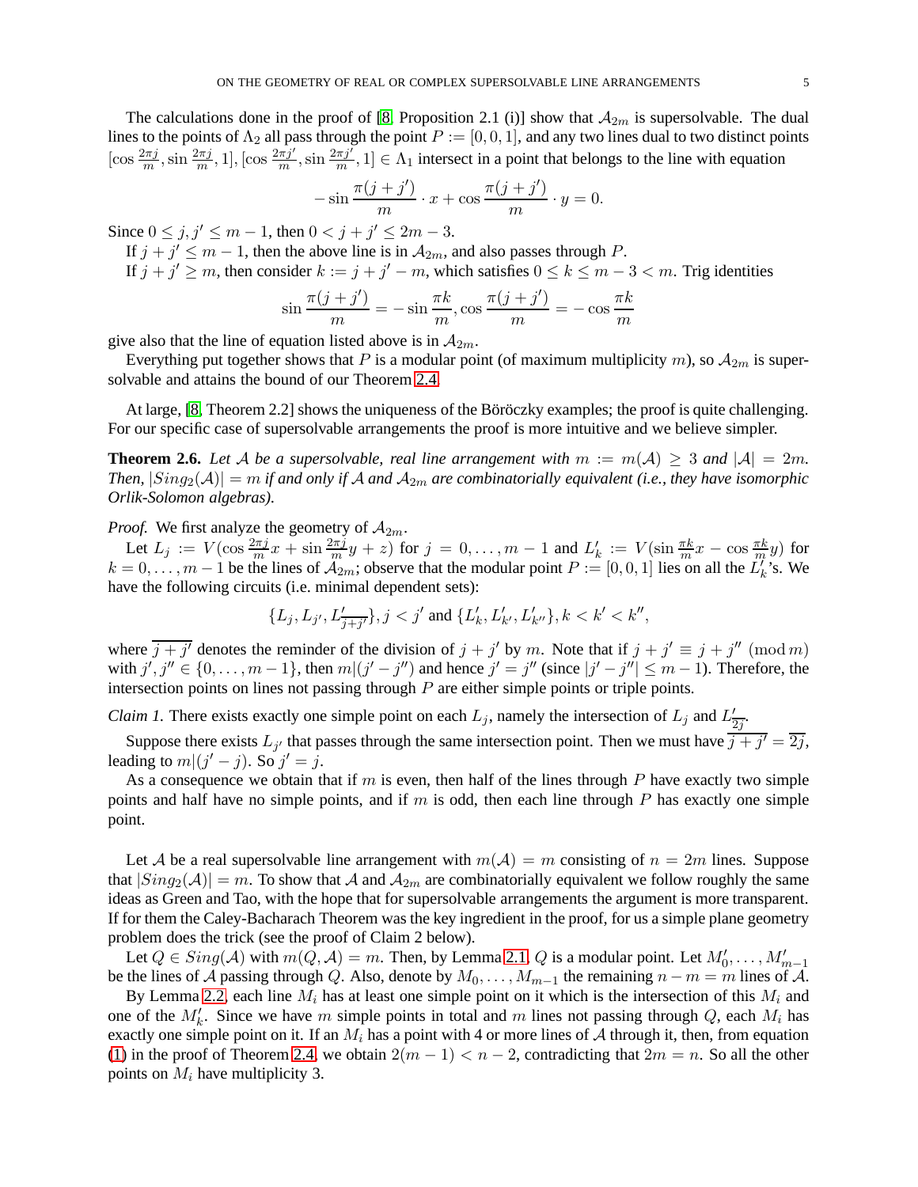The calculations done in the proof of [8, Proposition 2.1 (i)] show that $\mathcal{A}_{2m}$ is supersolvable. The dual lines to the points of $\Lambda_2$ all pass through the point $P := [0, 0, 1]$, and any two lines dual to two distinct points $[\cos \frac{2\pi j}{m}, \sin \frac{2\pi j}{m}, 1], [\cos \frac{2\pi j'}{m}, \sin \frac{2\pi j'}{m}, 1] \in \Lambda_1$ intersect in a point that belongs to the line with equation

$$-\sin \frac{\pi(j+j')}{m} \cdot x + \cos \frac{\pi(j+j')}{m} \cdot y = 0.$$

Since $0 \leq j, j' \leq m-1$, then $0 < j + j' \leq 2m - 3$.

If $j + j' \leq m - 1$, then the above line is in $\mathcal{A}_{2m}$, and also passes through $P$.

If $j + j' \geq m$, then consider $k := j + j' - m$, which satisfies $0 \leq k \leq m - 3 < m$. Trig identities

$$\sin \frac{\pi(j+j')}{m} = -\sin \frac{\pi k}{m}, \cos \frac{\pi(j+j')}{m} = -\cos \frac{\pi k}{m}$$

give also that the line of equation listed above is in $\mathcal{A}_{2m}$.

Everything put together shows that $P$ is a modular point (of maximum multiplicity $m$), so $\mathcal{A}_{2m}$ is supersolvable and attains the bound of our Theorem 2.4.

At large, [8, Theorem 2.2] shows the uniqueness of the Böröczky examples; the proof is quite challenging. For our specific case of supersolvable arrangements the proof is more intuitive and we believe simpler.

**Theorem 2.6.** *Let $\mathcal{A}$ be a supersolvable, real line arrangement with $m := m(\mathcal{A}) \geq 3$ and $|\mathcal{A}| = 2m$. Then, $|Sing_2(\mathcal{A})| = m$ if and only if $\mathcal{A}$ and $\mathcal{A}_{2m}$ are combinatorially equivalent (i.e., they have isomorphic Orlik-Solomon algebras).*

*Proof.* We first analyze the geometry of $\mathcal{A}_{2m}$.

Let $L_j := V(\cos \frac{2\pi j}{m} x + \sin \frac{2\pi j}{m} y + z)$ for $j = 0, \ldots, m-1$ and $L'_k := V(\sin \frac{\pi k}{m} x - \cos \frac{\pi k}{m} y)$ for $k = 0, \ldots, m-1$ be the lines of $\mathcal{A}_{2m}$; observe that the modular point $P := [0, 0, 1]$ lies on all the $L'_k$'s. We have the following circuits (i.e. minimal dependent sets):

$$\{L_j, L_{j'}, L'_{\overline{j+j'}}\}, j < j' \text{ and } \{L'_k, L'_{k'}, L'_{k''}\}, k < k' < k'',$$

where $\overline{j+j'}$ denotes the reminder of the division of $j + j'$ by $m$. Note that if $j + j' \equiv j + j'' \pmod{m}$ with $j', j'' \in \{0, \ldots, m-1\}$, then $m|(j' - j'')$ and hence $j' = j''$ (since $|j' - j''| \leq m - 1$). Therefore, the intersection points on lines not passing through $P$ are either simple points or triple points.

*Claim 1.* There exists exactly one simple point on each $L_j$, namely the intersection of $L_j$ and $L'_{\overline{2j}}$.

Suppose there exists $L_{j'}$ that passes through the same intersection point. Then we must have $\overline{j+j'} = \overline{2j}$, leading to $m|(j' - j)$. So $j' = j$.

As a consequence we obtain that if $m$ is even, then half of the lines through $P$ have exactly two simple points and half have no simple points, and if $m$ is odd, then each line through $P$ has exactly one simple point.

Let $\mathcal{A}$ be a real supersolvable line arrangement with $m(\mathcal{A}) = m$ consisting of $n = 2m$ lines. Suppose that $|Sing_2(\mathcal{A})| = m$. To show that $\mathcal{A}$ and $\mathcal{A}_{2m}$ are combinatorially equivalent we follow roughly the same ideas as Green and Tao, with the hope that for supersolvable arrangements the argument is more transparent. If for them the Caley-Bacharach Theorem was the key ingredient in the proof, for us a simple plane geometry problem does the trick (see the proof of Claim 2 below).

Let $Q \in Sing(\mathcal{A})$ with $m(Q, \mathcal{A}) = m$. Then, by Lemma 2.1, $Q$ is a modular point. Let $M'_0, \ldots, M'_{m-1}$ be the lines of $\mathcal{A}$ passing through $Q$. Also, denote by $M_0, \ldots, M_{m-1}$ the remaining $n - m = m$ lines of $\mathcal{A}$.

By Lemma 2.2, each line $M_i$ has at least one simple point on it which is the intersection of this $M_i$ and one of the $M'_k$. Since we have $m$ simple points in total and $m$ lines not passing through $Q$, each $M_i$ has exactly one simple point on it. If an $M_i$ has a point with 4 or more lines of $\mathcal{A}$ through it, then, from equation (1) in the proof of Theorem 2.4, we obtain $2(m-1) < n - 2$, contradicting that $2m = n$. So all the other points on $M_i$ have multiplicity 3.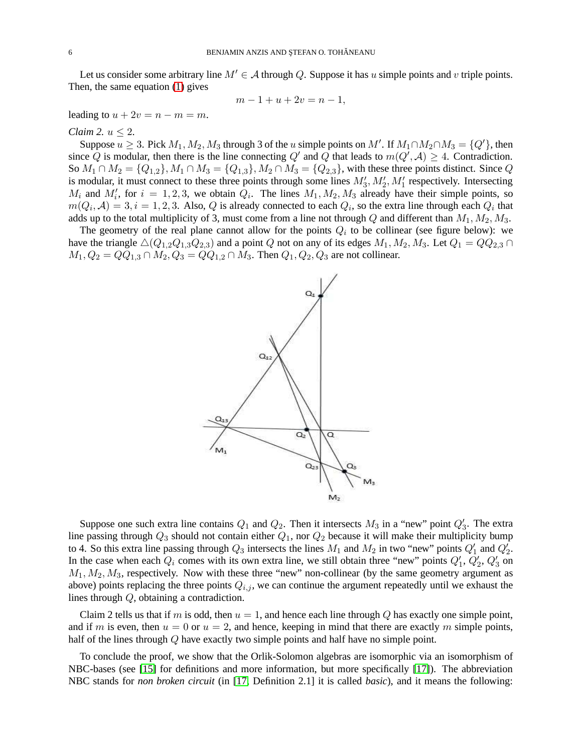Let us consider some arbitrary line $M' \in \mathcal{A}$ through $Q$. Suppose it has $u$ simple points and $v$ triple points. Then, the same equation (1) gives

$$m - 1 + u + 2v = n - 1,$$

leading to $u + 2v = n - m = m$.

*Claim 2.* $u \leq 2$.

Suppose $u \geq 3$. Pick $M_1, M_2, M_3$ through 3 of the $u$ simple points on $M'$. If $M_1 \cap M_2 \cap M_3 = \{Q'\}$, then since $Q$ is modular, then there is the line connecting $Q'$ and $Q$ that leads to $m(Q', \mathcal{A}) \geq 4$. Contradiction. So $M_1 \cap M_2 = \{Q_{1,2}\}, M_1 \cap M_3 = \{Q_{1,3}\}, M_2 \cap M_3 = \{Q_{2,3}\}$, with these three points distinct. Since $Q$ is modular, it must connect to these three points through some lines $M_3', M_2', M_1'$ respectively. Intersecting $M_i$ and $M_i'$, for $i = 1, 2, 3$, we obtain $Q_i$. The lines $M_1, M_2, M_3$ already have their simple points, so $m(Q_i, \mathcal{A}) = 3, i = 1, 2, 3$. Also, $Q$ is already connected to each $Q_i$, so the extra line through each $Q_i$ that adds up to the total multiplicity of 3, must come from a line not through $Q$ and different than $M_1, M_2, M_3$.

The geometry of the real plane cannot allow for the points $Q_i$ to be collinear (see figure below): we have the triangle $\triangle(Q_{1,2}Q_{1,3}Q_{2,3})$ and a point $Q$ not on any of its edges $M_1, M_2, M_3$. Let $Q_1 = QQ_{2,3} \cap M_1, Q_2 = QQ_{1,3} \cap M_2, Q_3 = QQ_{1,2} \cap M_3$. Then $Q_1, Q_2, Q_3$ are not collinear.

Suppose one such extra line contains $Q_1$ and $Q_2$. Then it intersects $M_3$ in a "new" point $Q_3'$. The extra line passing through $Q_3$ should not contain either $Q_1$, nor $Q_2$ because it will make their multiplicity bump to 4. So this extra line passing through $Q_3$ intersects the lines $M_1$ and $M_2$ in two "new" points $Q_1'$ and $Q_2'$. In the case when each $Q_i$ comes with its own extra line, we still obtain three "new" points $Q_1'$, $Q_2'$, $Q_3'$ on $M_1, M_2, M_3$, respectively. Now with these three "new" non-collinear (by the same geometry argument as above) points replacing the three points $Q_{i,j}$, we can continue the argument repeatedly until we exhaust the lines through $Q$, obtaining a contradiction.

Claim 2 tells us that if $m$ is odd, then $u = 1$, and hence each line through $Q$ has exactly one simple point, and if $m$ is even, then $u = 0$ or $u = 2$, and hence, keeping in mind that there are exactly $m$ simple points, half of the lines through $Q$ have exactly two simple points and half have no simple point.

To conclude the proof, we show that the Orlik-Solomon algebras are isomorphic via an isomorphism of NBC-bases (see [15] for definitions and more information, but more specifically [17]). The abbreviation NBC stands for *non broken circuit* (in [17, Definition 2.1] it is called *basic*), and it means the following: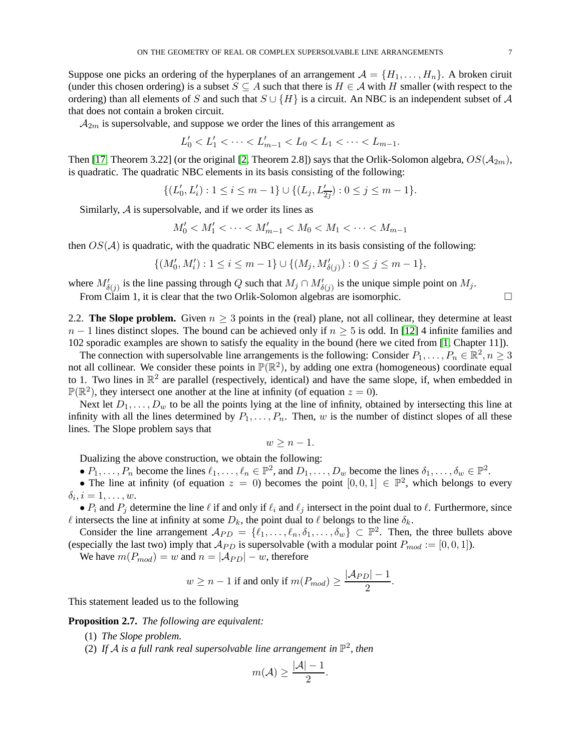Suppose one picks an ordering of the hyperplanes of an arrangement $\mathcal{A} = \{H_1, \ldots, H_n\}$. A broken ciruit (under this chosen ordering) is a subset $S \subseteq A$ such that there is $H \in \mathcal{A}$ with $H$ smaller (with respect to the ordering) than all elements of $S$ and such that $S \cup \{H\}$ is a circuit. An NBC is an independent subset of $\mathcal{A}$ that does not contain a broken circuit.

$\mathcal{A}_{2m}$ is supersolvable, and suppose we order the lines of this arrangement as

$$L'_0 < L'_1 < \cdots < L'_{m-1} < L_0 < L_1 < \cdots < L_{m-1}.$$

Then [17, Theorem 3.22] (or the original [2, Theorem 2.8]) says that the Orlik-Solomon algebra, $OS(\mathcal{A}_{2m})$, is quadratic. The quadratic NBC elements in its basis consisting of the following:

$$\{(L'_0, L'_i) : 1 \leq i \leq m-1\} \cup \{(L_j, L'_{\overline{2j}}) : 0 \leq j \leq m-1\}.$$

Similarly, $\mathcal{A}$ is supersolvable, and if we order its lines as

$$M'_0 < M'_1 < \cdots < M'_{m-1} < M_0 < M_1 < \cdots < M_{m-1}$$

then $OS(\mathcal{A})$ is quadratic, with the quadratic NBC elements in its basis consisting of the following:

$$\{(M'_0, M'_i) : 1 \leq i \leq m-1\} \cup \{(M_j, M'_{\delta(j)}) : 0 \leq j \leq m-1\},$$

where $M'_{\delta(j)}$ is the line passing through $Q$ such that $M_j \cap M'_{\delta(j)}$ is the unique simple point on $M_j$.

From Claim 1, it is clear that the two Orlik-Solomon algebras are isomorphic. □

2.2. **The Slope problem.** Given $n \geq 3$ points in the (real) plane, not all collinear, they determine at least $n-1$ lines distinct slopes. The bound can be achieved only if $n \geq 5$ is odd. In [12] 4 infinite families and 102 sporadic examples are shown to satisfy the equality in the bound (here we cited from [1, Chapter 11]).

The connection with supersolvable line arrangements is the following: Consider $P_1, \ldots, P_n \in \mathbb{R}^2, n \geq 3$ not all collinear. We consider these points in $\mathbb{P}(\mathbb{R}^2)$, by adding one extra (homogeneous) coordinate equal to 1. Two lines in $\mathbb{R}^2$ are parallel (respectively, identical) and have the same slope, if, when embedded in $\mathbb{P}(\mathbb{R}^2)$, they intersect one another at the line at infinity (of equation $z = 0$).

Next let $D_1, \ldots, D_w$ to be all the points lying at the line of infinity, obtained by intersecting this line at infinity with all the lines determined by $P_1, \ldots, P_n$. Then, $w$ is the number of distinct slopes of all these lines. The Slope problem says that

$$w \geq n - 1.$$

Dualizing the above construction, we obtain the following:

- $P_1, \ldots, P_n$ become the lines $\ell_1, \ldots, \ell_n \in \mathbb{P}^2$, and $D_1, \ldots, D_w$ become the lines $\delta_1, \ldots, \delta_w \in \mathbb{P}^2$.
- The line at infinity (of equation $z = 0$) becomes the point $[0, 0, 1] \in \mathbb{P}^2$, which belongs to every $\delta_i, i = 1, \ldots, w$.
- $P_i$ and $P_j$ determine the line $\ell$ if and only if $\ell_i$ and $\ell_j$ intersect in the point dual to $\ell$. Furthermore, since $\ell$ intersects the line at infinity at some $D_k$, the point dual to $\ell$ belongs to the line $\delta_k$.

Consider the line arrangement $\mathcal{A}_{PD} = \{\ell_1, \ldots, \ell_n, \delta_1, \ldots, \delta_w\} \subset \mathbb{P}^2$. Then, the three bullets above (especially the last two) imply that $\mathcal{A}_{PD}$ is supersolvable (with a modular point $P_{mod} := [0, 0, 1]$).

We have $m(P_{mod}) = w$ and $n = |\mathcal{A}_{PD}| - w$, therefore

$$w \geq n - 1 \text{ if and only if } m(P_{mod}) \geq \frac{|\mathcal{A}_{PD}| - 1}{2}.$$

This statement leaded us to the following

**Proposition 2.7.** *The following are equivalent:*

1. *The Slope problem.*
2. *If $\mathcal{A}$ is a full rank real supersolvable line arrangement in $\mathbb{P}^2$, then*

$$m(\mathcal{A}) \geq \frac{|\mathcal{A}| - 1}{2}.$$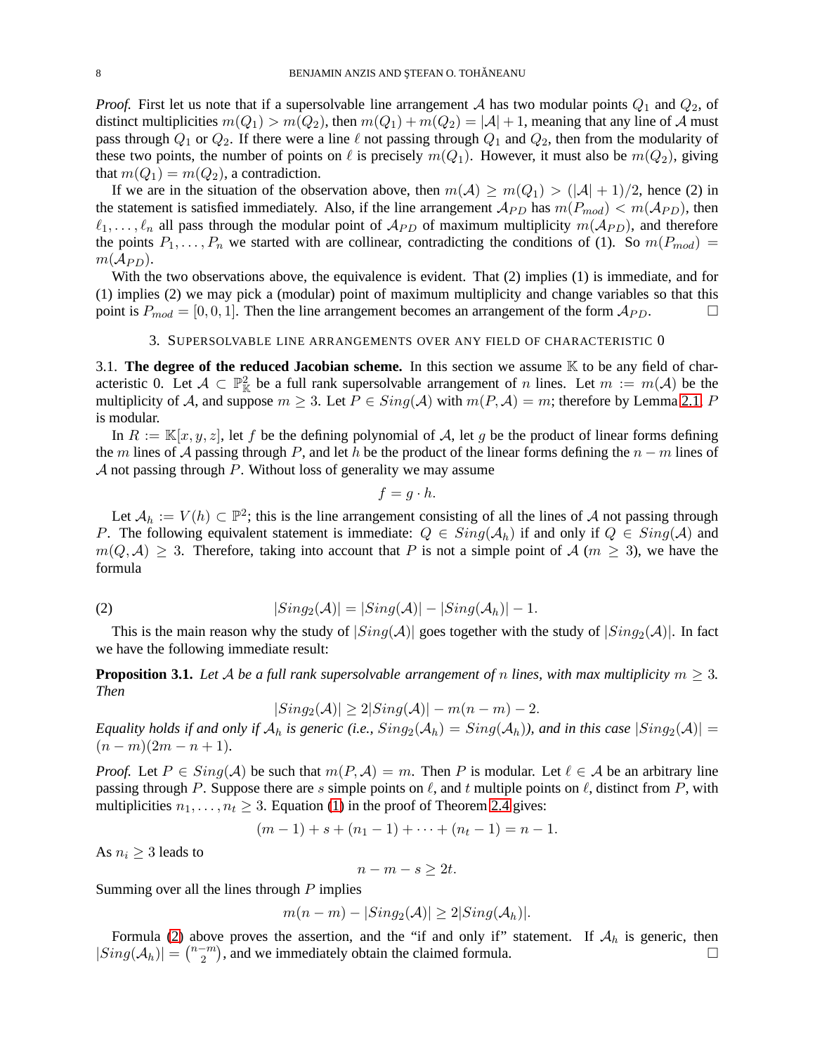*Proof.* First let us note that if a supersolvable line arrangement $\mathcal{A}$ has two modular points $Q_1$ and $Q_2$, of distinct multiplicities $m(Q_1) > m(Q_2)$, then $m(Q_1) + m(Q_2) = |\mathcal{A}| + 1$, meaning that any line of $\mathcal{A}$ must pass through $Q_1$ or $Q_2$. If there were a line $\ell$ not passing through $Q_1$ and $Q_2$, then from the modularity of these two points, the number of points on $\ell$ is precisely $m(Q_1)$. However, it must also be $m(Q_2)$, giving that $m(Q_1) = m(Q_2)$, a contradiction.

If we are in the situation of the observation above, then $m(\mathcal{A}) \geq m(Q_1) > (|\mathcal{A}| + 1)/2$, hence (2) in the statement is satisfied immediately. Also, if the line arrangement $\mathcal{A}_{PD}$ has $m(P_{mod}) < m(\mathcal{A}_{PD})$, then $\ell_1, \ldots, \ell_n$ all pass through the modular point of $\mathcal{A}_{PD}$ of maximum multiplicity $m(\mathcal{A}_{PD})$, and therefore the points $P_1, \ldots, P_n$ we started with are collinear, contradicting the conditions of (1). So $m(P_{mod}) = m(\mathcal{A}_{PD})$.

With the two observations above, the equivalence is evident. That (2) implies (1) is immediate, and for (1) implies (2) we may pick a (modular) point of maximum multiplicity and change variables so that this point is $P_{mod} = [0, 0, 1]$. Then the line arrangement becomes an arrangement of the form $\mathcal{A}_{PD}$. $\square$

## 3. Supersolvable line arrangements over any field of characteristic 0

**3.1. The degree of the reduced Jacobian scheme.** In this section we assume $\mathbb{K}$ to be any field of characteristic 0. Let $\mathcal{A} \subset \mathbb{P}^2_{\mathbb{K}}$ be a full rank supersolvable arrangement of $n$ lines. Let $m := m(\mathcal{A})$ be the multiplicity of $\mathcal{A}$, and suppose $m \geq 3$. Let $P \in Sing(\mathcal{A})$ with $m(P, \mathcal{A}) = m$; therefore by Lemma 2.1, $P$ is modular.

In $R := \mathbb{K}[x, y, z]$, let $f$ be the defining polynomial of $\mathcal{A}$, let $g$ be the product of linear forms defining the $m$ lines of $\mathcal{A}$ passing through $P$, and let $h$ be the product of the linear forms defining the $n - m$ lines of $\mathcal{A}$ not passing through $P$. Without loss of generality we may assume

$$f = g \cdot h.$$

Let $\mathcal{A}_h := V(h) \subset \mathbb{P}^2$; this is the line arrangement consisting of all the lines of $\mathcal{A}$ not passing through $P$. The following equivalent statement is immediate: $Q \in Sing(\mathcal{A}_h)$ if and only if $Q \in Sing(\mathcal{A})$ and $m(Q, \mathcal{A}) \geq 3$. Therefore, taking into account that $P$ is not a simple point of $\mathcal{A}$ ($m \geq 3$), we have the formula

$$|Sing_2(\mathcal{A})| = |Sing(\mathcal{A})| - |Sing(\mathcal{A}_h)| - 1. \tag{2}$$

This is the main reason why the study of $|Sing(\mathcal{A})|$ goes together with the study of $|Sing_2(\mathcal{A})|$. In fact we have the following immediate result:

**Proposition 3.1.** *Let $\mathcal{A}$ be a full rank supersolvable arrangement of $n$ lines, with max multiplicity $m \geq 3$. Then*

$$|Sing_2(\mathcal{A})| \geq 2|Sing(\mathcal{A})| - m(n - m) - 2.$$

*Equality holds if and only if $\mathcal{A}_h$ is generic (i.e., $Sing_2(\mathcal{A}_h) = Sing(\mathcal{A}_h)$), and in this case $|Sing_2(\mathcal{A})| = (n - m)(2m - n + 1)$.*

*Proof.* Let $P \in Sing(\mathcal{A})$ be such that $m(P, \mathcal{A}) = m$. Then $P$ is modular. Let $\ell \in \mathcal{A}$ be an arbitrary line passing through $P$. Suppose there are $s$ simple points on $\ell$, and $t$ multiple points on $\ell$, distinct from $P$, with multiplicities $n_1, \ldots, n_t \geq 3$. Equation (1) in the proof of Theorem 2.4 gives:

$$(m - 1) + s + (n_1 - 1) + \cdots + (n_t - 1) = n - 1.$$

As $n_i \geq 3$ leads to

$$n - m - s \geq 2t.$$

Summing over all the lines through $P$ implies

$$m(n - m) - |Sing_2(\mathcal{A})| \geq 2|Sing(\mathcal{A}_h)|.$$

Formula (2) above proves the assertion, and the "if and only if" statement. If $\mathcal{A}_h$ is generic, then $|Sing(\mathcal{A}_h)| = \binom{n-m}{2}$, and we immediately obtain the claimed formula. $\square$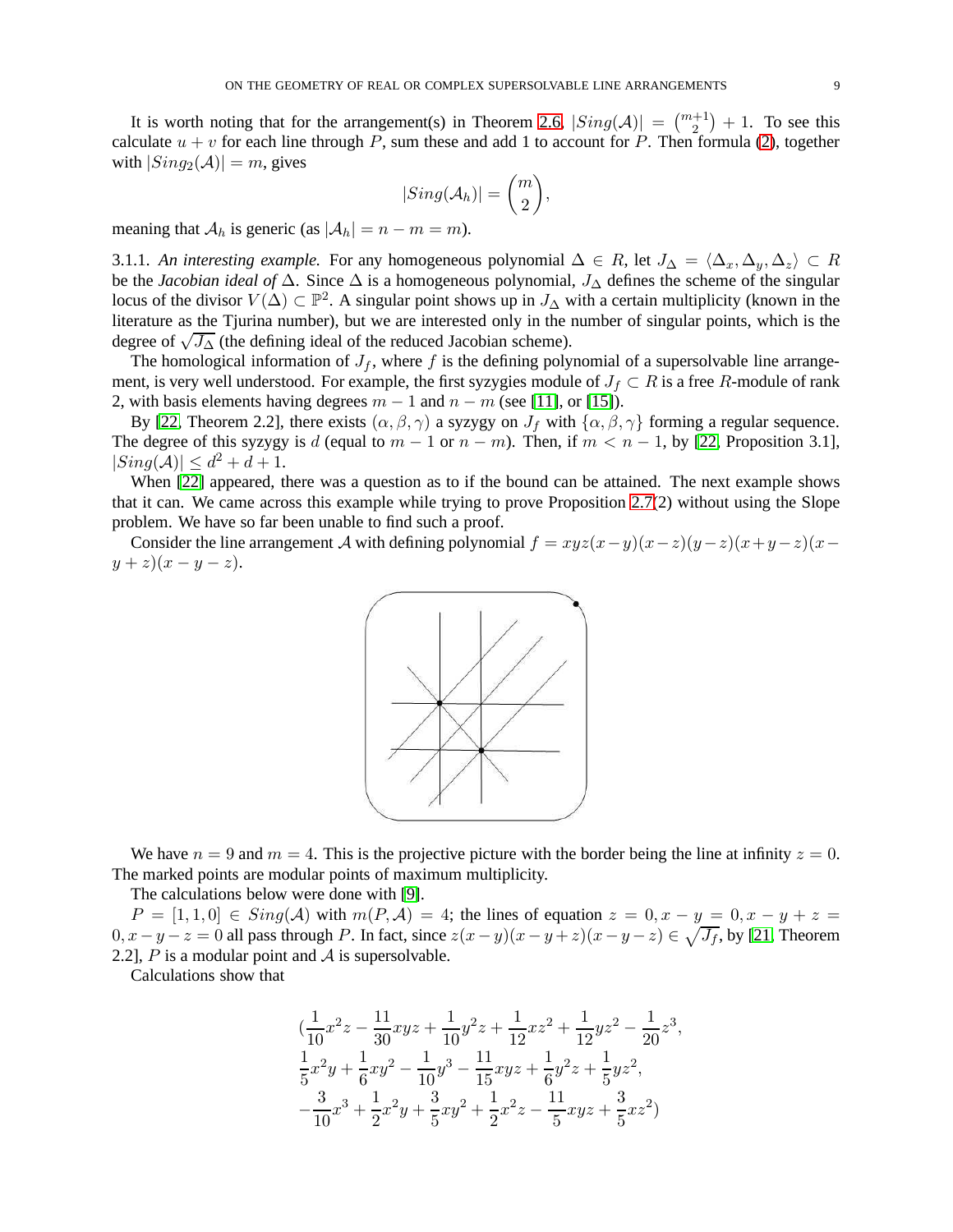It is worth noting that for the arrangement(s) in Theorem 2.6, $|Sing(\mathcal{A})| = \binom{m+1}{2} + 1$. To see this calculate $u + v$ for each line through $P$, sum these and add 1 to account for $P$. Then formula (2), together with $|Sing_2(\mathcal{A})| = m$, gives

$$|Sing(\mathcal{A}_h)| = \binom{m}{2},$$

meaning that $\mathcal{A}_h$ is generic (as $|\mathcal{A}_h| = n - m = m$).

3.1.1. *An interesting example.* For any homogeneous polynomial $\Delta \in R$, let $J_\Delta = \langle \Delta_x, \Delta_y, \Delta_z \rangle \subset R$ be the *Jacobian ideal of* $\Delta$. Since $\Delta$ is a homogeneous polynomial, $J_\Delta$ defines the scheme of the singular locus of the divisor $V(\Delta) \subset \mathbb{P}^2$. A singular point shows up in $J_\Delta$ with a certain multiplicity (known in the literature as the Tjurina number), but we are interested only in the number of singular points, which is the degree of $\sqrt{J_\Delta}$ (the defining ideal of the reduced Jacobian scheme).

The homological information of $J_f$, where $f$ is the defining polynomial of a supersolvable line arrangement, is very well understood. For example, the first syzygies module of $J_f \subset R$ is a free $R$-module of rank 2, with basis elements having degrees $m-1$ and $n-m$ (see [11], or [15]).

By [22, Theorem 2.2], there exists $(\alpha, \beta, \gamma)$ a syzygy on $J_f$ with $\{\alpha, \beta, \gamma\}$ forming a regular sequence. The degree of this syzygy is $d$ (equal to $m-1$ or $n-m$). Then, if $m < n-1$, by [22, Proposition 3.1], $|Sing(\mathcal{A})| \leq d^2 + d + 1$.

When [22] appeared, there was a question as to if the bound can be attained. The next example shows that it can. We came across this example while trying to prove Proposition 2.7(2) without using the Slope problem. We have so far been unable to find such a proof.

Consider the line arrangement $\mathcal{A}$ with defining polynomial $f = xyz(x-y)(x-z)(y-z)(x+y-z)(x-y+z)(x-y-z)$.

We have $n = 9$ and $m = 4$. This is the projective picture with the border being the line at infinity $z = 0$. The marked points are modular points of maximum multiplicity.

The calculations below were done with [9].

$P = [1,1,0] \in Sing(\mathcal{A})$ with $m(P, \mathcal{A}) = 4$; the lines of equation $z = 0, x-y = 0, x-y+z = 0, x-y-z = 0$ all pass through $P$. In fact, since $z(x-y)(x-y+z)(x-y-z) \in \sqrt{J_f}$, by [21, Theorem 2.2], $P$ is a modular point and $\mathcal{A}$ is supersolvable.

Calculations show that

$$\begin{aligned}
&(\frac{1}{10}x^2z - \frac{11}{30}xyz + \frac{1}{10}y^2z + \frac{1}{12}xz^2 + \frac{1}{12}yz^2 - \frac{1}{20}z^3, \\
&\frac{1}{5}x^2y + \frac{1}{6}xy^2 - \frac{1}{10}y^3 - \frac{11}{15}xyz + \frac{1}{6}y^2z + \frac{1}{5}yz^2, \\
&-\frac{3}{10}x^3 + \frac{1}{2}x^2y + \frac{3}{5}xy^2 + \frac{1}{2}x^2z - \frac{11}{5}xyz + \frac{3}{5}xz^2)
\end{aligned}$$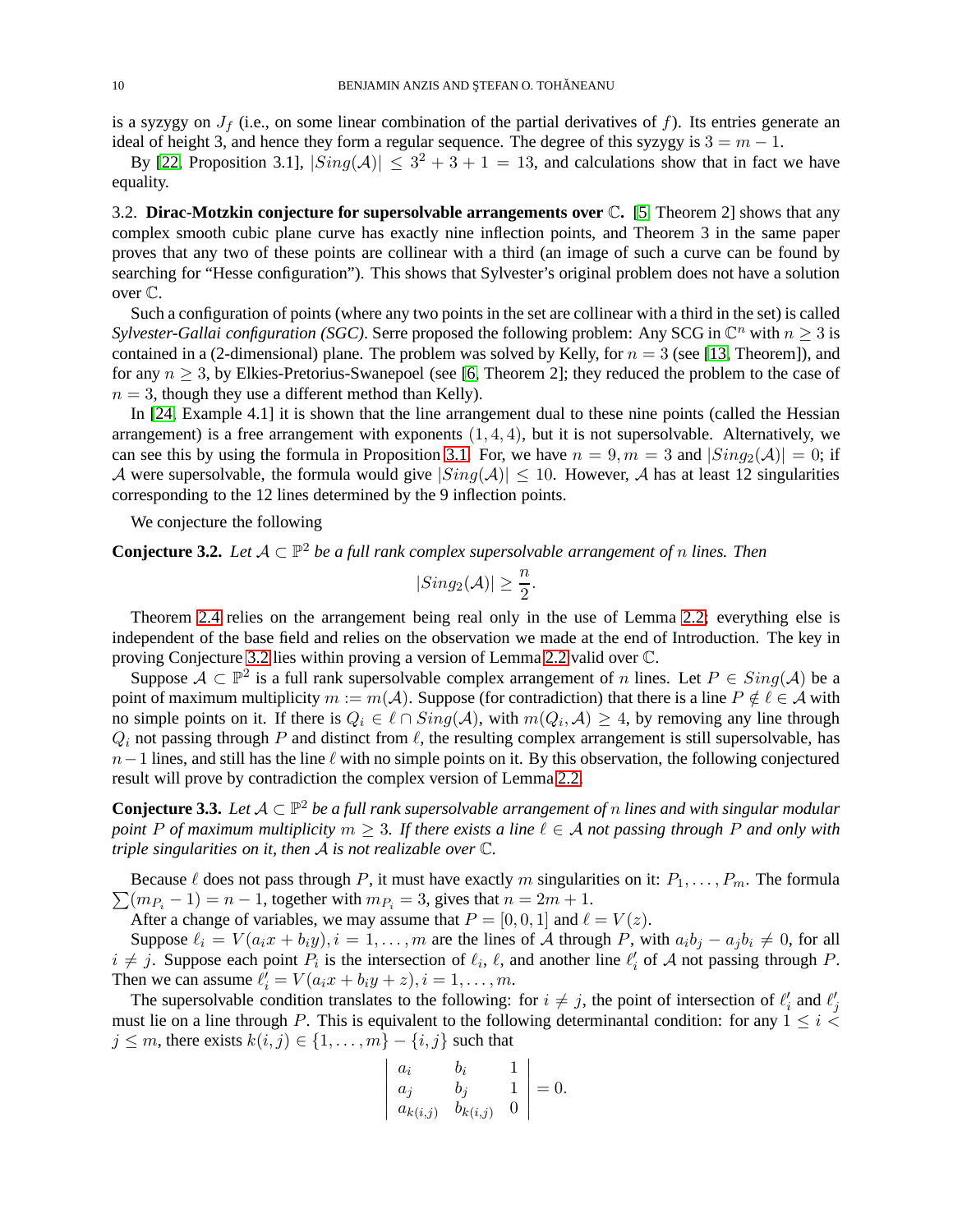is a syzygy on $J_f$ (i.e., on some linear combination of the partial derivatives of $f$). Its entries generate an ideal of height 3, and hence they form a regular sequence. The degree of this syzygy is $3 = m - 1$.

By [22, Proposition 3.1], $|Sing(\mathcal{A})| \leq 3^2 + 3 + 1 = 13$, and calculations show that in fact we have equality.

### 3.2. Dirac-Motzkin conjecture for supersolvable arrangements over $\mathbb{C}$.

[5, Theorem 2] shows that any complex smooth cubic plane curve has exactly nine inflection points, and Theorem 3 in the same paper proves that any two of these points are collinear with a third (an image of such a curve can be found by searching for "Hesse configuration"). This shows that Sylvester's original problem does not have a solution over $\mathbb{C}$.

Such a configuration of points (where any two points in the set are collinear with a third in the set) is called *Sylvester-Gallai configuration (SGC)*. Serre proposed the following problem: Any SCG in $\mathbb{C}^n$ with $n \geq 3$ is contained in a (2-dimensional) plane. The problem was solved by Kelly, for $n = 3$ (see [13, Theorem]), and for any $n \geq 3$, by Elkies-Pretorius-Swanepoel (see [6, Theorem 2]; they reduced the problem to the case of $n = 3$, though they use a different method than Kelly).

In [24, Example 4.1] it is shown that the line arrangement dual to these nine points (called the Hessian arrangement) is a free arrangement with exponents $(1, 4, 4)$, but it is not supersolvable. Alternatively, we can see this by using the formula in Proposition 3.1. For, we have $n = 9, m = 3$ and $|Sing_2(\mathcal{A})| = 0$; if $\mathcal{A}$ were supersolvable, the formula would give $|Sing(\mathcal{A})| \leq 10$. However, $\mathcal{A}$ has at least 12 singularities corresponding to the 12 lines determined by the 9 inflection points.

We conjecture the following

**Conjecture 3.2.** *Let $\mathcal{A} \subset \mathbb{P}^2$ be a full rank complex supersolvable arrangement of $n$ lines. Then*

$$|Sing_2(\mathcal{A})| \geq \frac{n}{2}.$$

Theorem 2.4 relies on the arrangement being real only in the use of Lemma 2.2; everything else is independent of the base field and relies on the observation we made at the end of Introduction. The key in proving Conjecture 3.2 lies within proving a version of Lemma 2.2 valid over $\mathbb{C}$.

Suppose $\mathcal{A} \subset \mathbb{P}^2$ is a full rank supersolvable complex arrangement of $n$ lines. Let $P \in Sing(\mathcal{A})$ be a point of maximum multiplicity $m := m(\mathcal{A})$. Suppose (for contradiction) that there is a line $P \notin \ell \in \mathcal{A}$ with no simple points on it. If there is $Q_i \in \ell \cap Sing(\mathcal{A})$, with $m(Q_i, \mathcal{A}) \geq 4$, by removing any line through $Q_i$ not passing through $P$ and distinct from $\ell$, the resulting complex arrangement is still supersolvable, has $n-1$ lines, and still has the line $\ell$ with no simple points on it. By this observation, the following conjectured result will prove by contradiction the complex version of Lemma 2.2.

**Conjecture 3.3.** *Let $\mathcal{A} \subset \mathbb{P}^2$ be a full rank supersolvable arrangement of $n$ lines and with singular modular point $P$ of maximum multiplicity $m \geq 3$. If there exists a line $\ell \in \mathcal{A}$ not passing through $P$ and only with triple singularities on it, then $\mathcal{A}$ is not realizable over $\mathbb{C}$.*

Because $\ell$ does not pass through $P$, it must have exactly $m$ singularities on it: $P_1, \ldots, P_m$. The formula $\sum(m_{P_i} - 1) = n - 1$, together with $m_{P_i} = 3$, gives that $n = 2m + 1$.

After a change of variables, we may assume that $P = [0, 0, 1]$ and $\ell = V(z)$.

Suppose $\ell_i = V(a_i x + b_i y), i = 1, \ldots, m$ are the lines of $\mathcal{A}$ through $P$, with $a_i b_j - a_j b_i \neq 0$, for all $i \neq j$. Suppose each point $P_i$ is the intersection of $\ell_i$, $\ell$, and another line $\ell_i'$ of $\mathcal{A}$ not passing through $P$. Then we can assume $\ell_i' = V(a_i x + b_i y + z), i = 1, \ldots, m$.

The supersolvable condition translates to the following: for $i \neq j$, the point of intersection of $\ell_i'$ and $\ell_j'$ must lie on a line through $P$. This is equivalent to the following determinantal condition: for any $1 \leq i < j \leq m$, there exists $k(i,j) \in \{1, \ldots, m\} - \{i, j\}$ such that

$$\begin{vmatrix} a_i & b_i & 1 \\ a_j & b_j & 1 \\ a_{k(i,j)} & b_{k(i,j)} & 0 \end{vmatrix} = 0.$$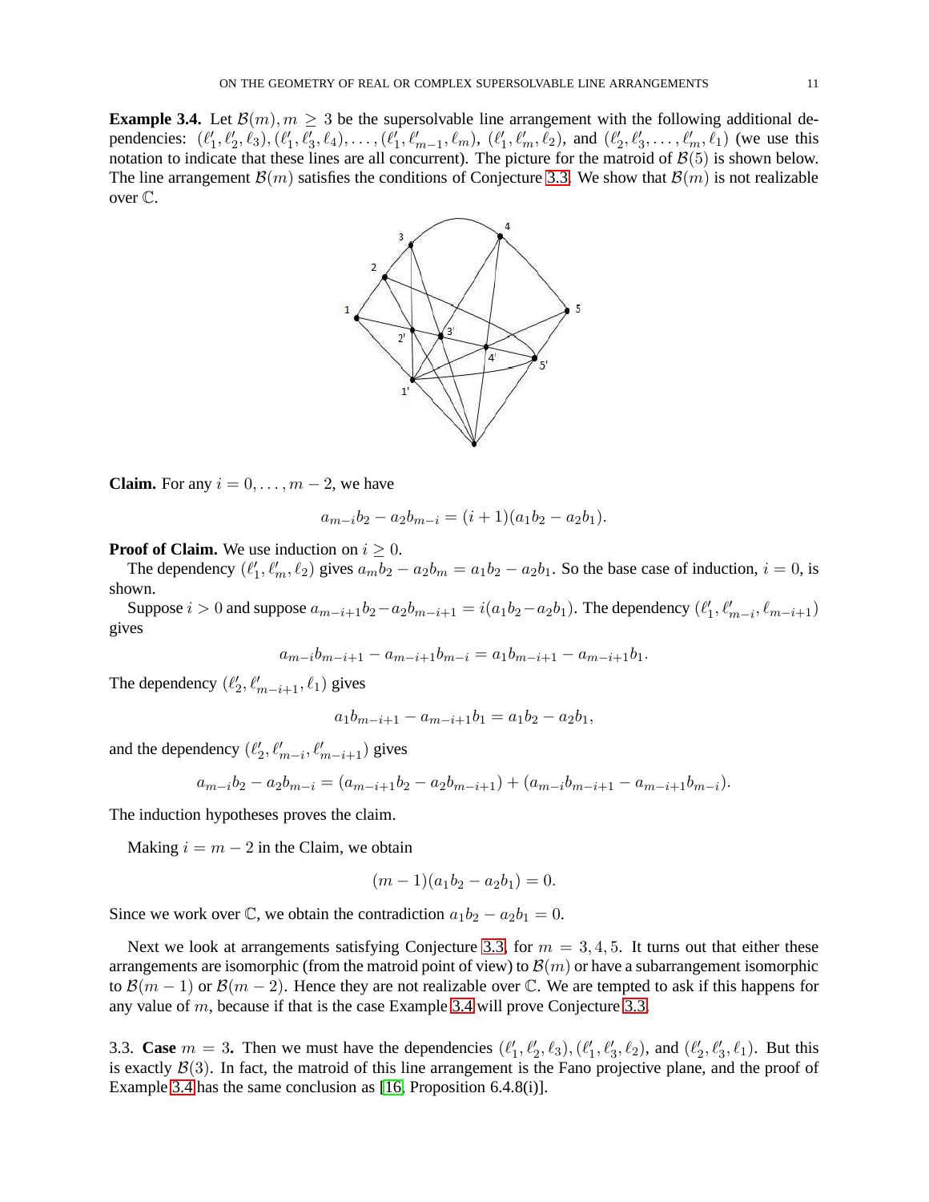**Example 3.4.** Let $\mathcal{B}(m), m \geq 3$ be the supersolvable line arrangement with the following additional dependencies: $(\ell_1', \ell_2', \ell_3), (\ell_1', \ell_3', \ell_4), \ldots, (\ell_1', \ell_{m-1}', \ell_m), (\ell_1', \ell_m', \ell_2)$, and $(\ell_2', \ell_3', \ldots, \ell_m', \ell_1)$ (we use this notation to indicate that these lines are all concurrent). The picture for the matroid of $\mathcal{B}(5)$ is shown below. The line arrangement $\mathcal{B}(m)$ satisfies the conditions of Conjecture 3.3. We show that $\mathcal{B}(m)$ is not realizable over $\mathbb{C}$.

**Claim.** For any $i = 0, \ldots, m-2$, we have

$$a_{m-i}b_2 - a_2b_{m-i} = (i+1)(a_1b_2 - a_2b_1).$$

**Proof of Claim.** We use induction on $i \geq 0$.

The dependency $(\ell_1', \ell_m', \ell_2)$ gives $a_mb_2 - a_2b_m = a_1b_2 - a_2b_1$. So the base case of induction, $i = 0$, is shown.

Suppose $i > 0$ and suppose $a_{m-i+1}b_2 - a_2b_{m-i+1} = i(a_1b_2 - a_2b_1)$. The dependency $(\ell_1', \ell_{m-i}', \ell_{m-i+1})$ gives

$$a_{m-i}b_{m-i+1} - a_{m-i+1}b_{m-i} = a_1b_{m-i+1} - a_{m-i+1}b_1.$$

The dependency $(\ell_2', \ell_{m-i+1}', \ell_1)$ gives

$$a_1b_{m-i+1} - a_{m-i+1}b_1 = a_1b_2 - a_2b_1,$$

and the dependency $(\ell_2', \ell_{m-i}', \ell_{m-i+1}')$ gives

$$a_{m-i}b_2 - a_2b_{m-i} = (a_{m-i+1}b_2 - a_2b_{m-i+1}) + (a_{m-i}b_{m-i+1} - a_{m-i+1}b_{m-i}).$$

The induction hypotheses proves the claim.

Making $i = m-2$ in the Claim, we obtain

$$(m-1)(a_1b_2 - a_2b_1) = 0.$$

Since we work over $\mathbb{C}$, we obtain the contradiction $a_1b_2 - a_2b_1 = 0$.

Next we look at arrangements satisfying Conjecture 3.3, for $m = 3, 4, 5$. It turns out that either these arrangements are isomorphic (from the matroid point of view) to $\mathcal{B}(m)$ or have a subarrangement isomorphic to $\mathcal{B}(m-1)$ or $\mathcal{B}(m-2)$. Hence they are not realizable over $\mathbb{C}$. We are tempted to ask if this happens for any value of $m$, because if that is the case Example 3.4 will prove Conjecture 3.3.

3.3. **Case** $m = 3$**.** Then we must have the dependencies $(\ell_1', \ell_2', \ell_3), (\ell_1', \ell_3', \ell_2)$, and $(\ell_2', \ell_3', \ell_1)$. But this is exactly $\mathcal{B}(3)$. In fact, the matroid of this line arrangement is the Fano projective plane, and the proof of Example 3.4 has the same conclusion as [16, Proposition 6.4.8(i)].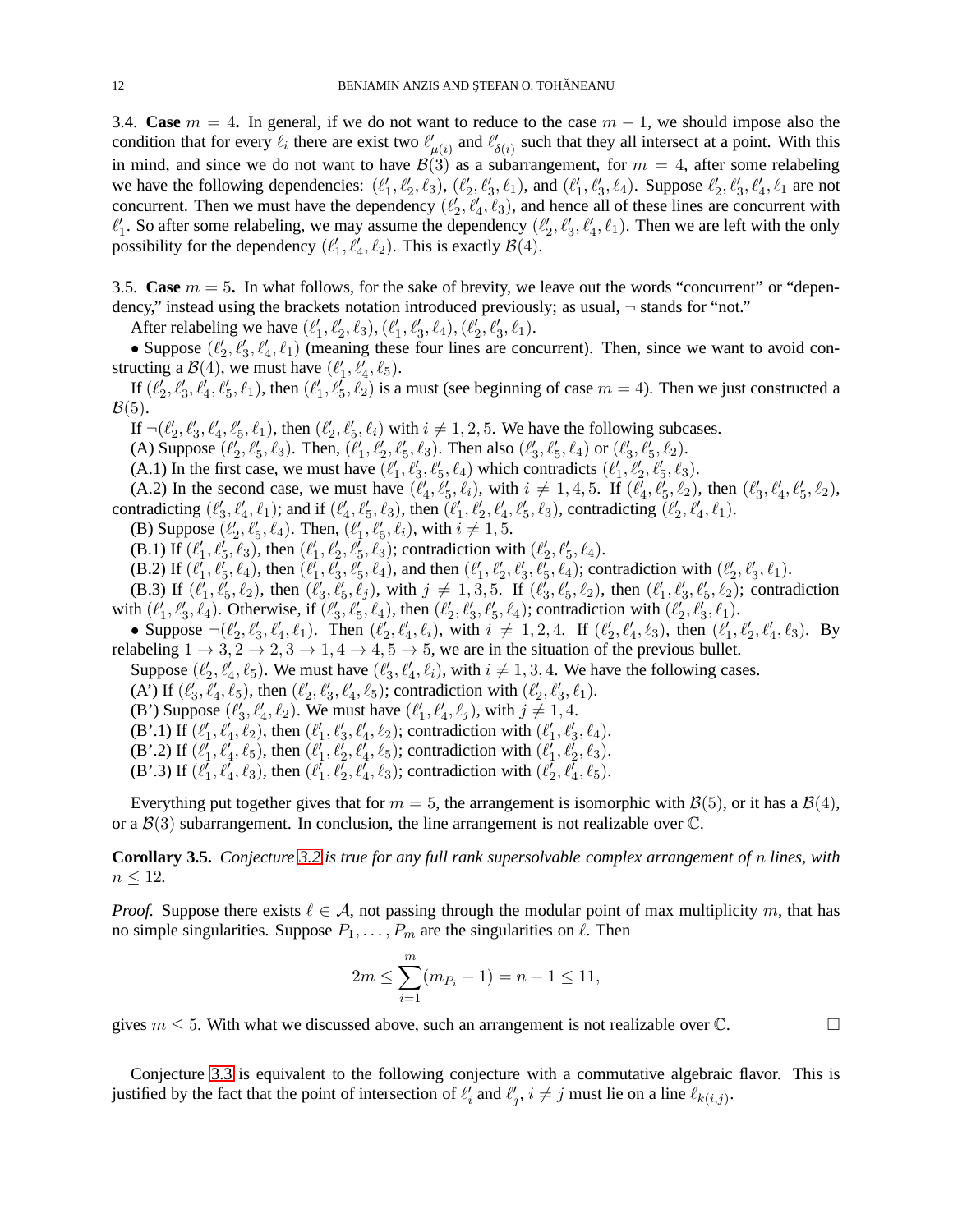3.4. **Case** $m = 4$**.** In general, if we do not want to reduce to the case $m-1$, we should impose also the condition that for every $\ell_i$ there are exist two $\ell'_{\mu(i)}$ and $\ell'_{\delta(i)}$ such that they all intersect at a point. With this in mind, and since we do not want to have $\mathcal{B}(3)$ as a subarrangement, for $m = 4$, after some relabeling we have the following dependencies: $(\ell'_1, \ell'_2, \ell_3)$, $(\ell'_2, \ell'_3, \ell_1)$, and $(\ell'_1, \ell'_3, \ell_4)$. Suppose $\ell'_2, \ell'_3, \ell'_4, \ell_1$ are not concurrent. Then we must have the dependency $(\ell'_2, \ell'_4, \ell_3)$, and hence all of these lines are concurrent with $\ell'_1$. So after some relabeling, we may assume the dependency $(\ell'_2, \ell'_3, \ell'_4, \ell_1)$. Then we are left with the only possibility for the dependency $(\ell'_1, \ell'_4, \ell_2)$. This is exactly $\mathcal{B}(4)$.

3.5. **Case** $m = 5$**.** In what follows, for the sake of brevity, we leave out the words "concurrent" or "dependency," instead using the brackets notation introduced previously; as usual, $\neg$ stands for "not."

After relabeling we have $(\ell'_1, \ell'_2, \ell_3), (\ell'_1, \ell'_3, \ell_4), (\ell'_2, \ell'_3, \ell_1)$.

• Suppose $(\ell'_2, \ell'_3, \ell'_4, \ell_1)$ (meaning these four lines are concurrent). Then, since we want to avoid constructing a $\mathcal{B}(4)$, we must have $(\ell'_1, \ell'_4, \ell_5)$.

If $(\ell'_2, \ell'_3, \ell'_4, \ell'_5, \ell_1)$, then $(\ell'_1, \ell'_5, \ell_2)$ is a must (see beginning of case $m = 4$). Then we just constructed a $\mathcal{B}(5)$.

If $\neg(\ell'_2, \ell'_3, \ell'_4, \ell'_5, \ell_1)$, then $(\ell'_2, \ell'_5, \ell_i)$ with $i \neq 1, 2, 5$. We have the following subcases.

(A) Suppose $(\ell'_2, \ell'_5, \ell_3)$. Then, $(\ell'_1, \ell'_2, \ell'_5, \ell_3)$. Then also $(\ell'_3, \ell'_5, \ell_4)$ or $(\ell'_3, \ell'_5, \ell_2)$.

(A.1) In the first case, we must have $(\ell'_1, \ell'_3, \ell'_5, \ell_4)$ which contradicts $(\ell'_1, \ell'_2, \ell'_5, \ell_3)$.

(A.2) In the second case, we must have $(\ell'_4, \ell'_5, \ell_i)$, with $i \neq 1, 4, 5$. If $(\ell'_4, \ell'_5, \ell_2)$, then $(\ell'_3, \ell'_4, \ell'_5, \ell_2)$, contradicting $(\ell'_3, \ell'_4, \ell_1)$; and if $(\ell'_4, \ell'_5, \ell_3)$, then $(\ell'_1, \ell'_2, \ell'_4, \ell'_5, \ell_3)$, contradicting $(\ell'_2, \ell'_4, \ell_1)$.

(B) Suppose $(\ell'_2, \ell'_5, \ell_4)$. Then, $(\ell'_1, \ell'_5, \ell_i)$, with $i \neq 1, 5$.

(B.1) If $(\ell'_1, \ell'_5, \ell_3)$, then $(\ell'_1, \ell'_2, \ell'_5, \ell_3)$; contradiction with $(\ell'_2, \ell'_5, \ell_4)$.

(B.2) If $(\ell'_1, \ell'_5, \ell_4)$, then $(\ell'_1, \ell'_3, \ell'_5, \ell_4)$, and then $(\ell'_1, \ell'_2, \ell'_3, \ell'_5, \ell_4)$; contradiction with $(\ell'_2, \ell'_3, \ell_1)$.

(B.3) If $(\ell'_1, \ell'_5, \ell_2)$, then $(\ell'_3, \ell'_5, \ell_j)$, with $j \neq 1, 3, 5$. If $(\ell'_3, \ell'_5, \ell_2)$, then $(\ell'_1, \ell'_3, \ell'_5, \ell_2)$; contradiction with $(\ell'_1, \ell'_3, \ell_4)$. Otherwise, if $(\ell'_3, \ell'_5, \ell_4)$, then $(\ell'_2, \ell'_3, \ell'_5, \ell_4)$; contradiction with $(\ell'_2, \ell'_3, \ell_1)$.

• Suppose $\neg(\ell'_2, \ell'_3, \ell'_4, \ell_1)$. Then $(\ell'_2, \ell'_4, \ell_i)$, with $i \neq 1, 2, 4$. If $(\ell'_2, \ell'_4, \ell_3)$, then $(\ell'_1, \ell'_2, \ell'_4, \ell_3)$. By relabeling $1 \to 3, 2 \to 2, 3 \to 1, 4 \to 4, 5 \to 5$, we are in the situation of the previous bullet.

Suppose $(\ell'_2, \ell'_4, \ell_5)$. We must have $(\ell'_3, \ell'_4, \ell_i)$, with $i \neq 1, 3, 4$. We have the following cases.

(A') If $(\ell'_3, \ell'_4, \ell_5)$, then $(\ell'_2, \ell'_3, \ell'_4, \ell_5)$; contradiction with $(\ell'_2, \ell'_3, \ell_1)$.

(B') Suppose $(\ell'_3, \ell'_4, \ell_2)$. We must have $(\ell'_1, \ell'_4, \ell_j)$, with $j \neq 1, 4$.

(B'.1) If $(\ell'_1, \ell'_4, \ell_2)$, then $(\ell'_1, \ell'_3, \ell'_4, \ell_2)$; contradiction with $(\ell'_1, \ell'_3, \ell_4)$.

(B'.2) If $(\ell'_1, \ell'_4, \ell_5)$, then $(\ell'_1, \ell'_2, \ell'_4, \ell_5)$; contradiction with $(\ell'_1, \ell'_2, \ell_3)$.

(B'.3) If $(\ell'_1, \ell'_4, \ell_3)$, then $(\ell'_1, \ell'_2, \ell'_4, \ell_3)$; contradiction with $(\ell'_2, \ell'_4, \ell_5)$.

Everything put together gives that for $m = 5$, the arrangement is isomorphic with $\mathcal{B}(5)$, or it has a $\mathcal{B}(4)$, or a $\mathcal{B}(3)$ subarrangement. In conclusion, the line arrangement is not realizable over $\mathbb{C}$.

**Corollary 3.5.** *Conjecture 3.2 is true for any full rank supersolvable complex arrangement of $n$ lines, with $n \leq 12$.*

*Proof.* Suppose there exists $\ell \in \mathcal{A}$, not passing through the modular point of max multiplicity $m$, that has no simple singularities. Suppose $P_1, \ldots, P_m$ are the singularities on $\ell$. Then

$$2m \leq \sum_{i=1}^{m} (m_{P_i} - 1) = n - 1 \leq 11,$$

gives $m \leq 5$. With what we discussed above, such an arrangement is not realizable over $\mathbb{C}$. $\square$

Conjecture 3.3 is equivalent to the following conjecture with a commutative algebraic flavor. This is justified by the fact that the point of intersection of $\ell'_i$ and $\ell'_j$, $i \neq j$ must lie on a line $\ell_{k(i,j)}$.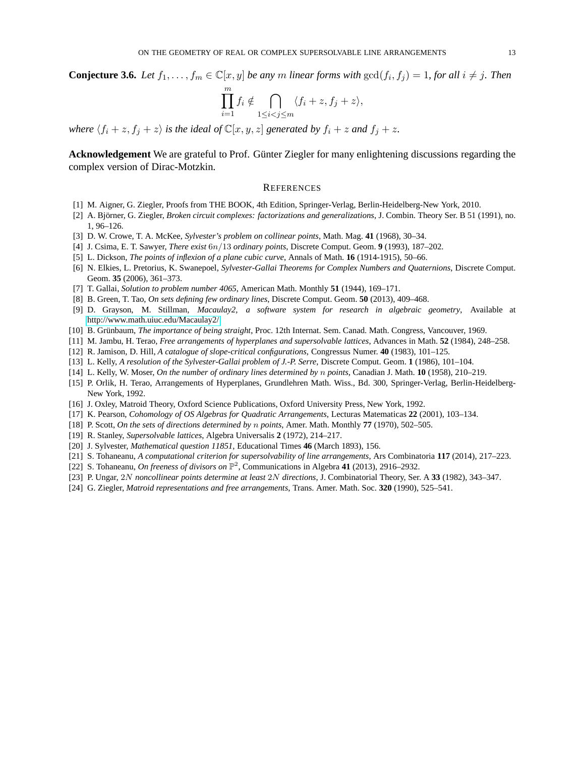**Conjecture 3.6.** *Let $f_1, \ldots, f_m \in \mathbb{C}[x,y]$ be any $m$ linear forms with $\gcd(f_i, f_j) = 1$, for all $i \neq j$. Then*

$$\prod_{i=1}^{m} f_i \notin \bigcap_{1 \leq i < j \leq m} \langle f_i + z, f_j + z \rangle,$$

*where $\langle f_i + z, f_j + z \rangle$ is the ideal of $\mathbb{C}[x,y,z]$ generated by $f_i + z$ and $f_j + z$.*

**Acknowledgement** We are grateful to Prof. Günter Ziegler for many enlightening discussions regarding the complex version of Dirac-Motzkin.

## References

[1] M. Aigner, G. Ziegler, Proofs from THE BOOK, 4th Edition, Springer-Verlag, Berlin-Heidelberg-New York, 2010.

[2] A. Björner, G. Ziegler, *Broken circuit complexes: factorizations and generalizations*, J. Combin. Theory Ser. B 51 (1991), no. 1, 96–126.

[3] D. W. Crowe, T. A. McKee, *Sylvester's problem on collinear points*, Math. Mag. **41** (1968), 30–34.

[4] J. Csima, E. T. Sawyer, *There exist $6n/13$ ordinary points*, Discrete Comput. Geom. **9** (1993), 187–202.

[5] L. Dickson, *The points of inflexion of a plane cubic curve*, Annals of Math. **16** (1914-1915), 50–66.

[6] N. Elkies, L. Pretorius, K. Swanepoel, *Sylvester-Gallai Theorems for Complex Numbers and Quaternions*, Discrete Comput. Geom. **35** (2006), 361–373.

[7] T. Gallai, *Solution to problem number 4065*, American Math. Monthly **51** (1944), 169–171.

[8] B. Green, T. Tao, *On sets defining few ordinary lines*, Discrete Comput. Geom. **50** (2013), 409–468.

[9] D. Grayson, M. Stillman, *Macaulay2, a software system for research in algebraic geometry*, Available at http://www.math.uiuc.edu/Macaulay2/

[10] B. Grünbaum, *The importance of being straight*, Proc. 12th Internat. Sem. Canad. Math. Congress, Vancouver, 1969.

[11] M. Jambu, H. Terao, *Free arrangements of hyperplanes and supersolvable lattices*, Advances in Math. **52** (1984), 248–258.

[12] R. Jamison, D. Hill, *A catalogue of slope-critical configurations*, Congressus Numer. **40** (1983), 101–125.

[13] L. Kelly, *A resolution of the Sylvester-Gallai problem of J.-P. Serre*, Discrete Comput. Geom. **1** (1986), 101–104.

[14] L. Kelly, W. Moser, *On the number of ordinary lines determined by $n$ points*, Canadian J. Math. **10** (1958), 210–219.

[15] P. Orlik, H. Terao, Arrangements of Hyperplanes, Grundlehren Math. Wiss., Bd. 300, Springer-Verlag, Berlin-Heidelberg-New York, 1992.

[16] J. Oxley, Matroid Theory, Oxford Science Publications, Oxford University Press, New York, 1992.

[17] K. Pearson, *Cohomology of OS Algebras for Quadratic Arrangements*, Lecturas Matematicas **22** (2001), 103–134.

[18] P. Scott, *On the sets of directions determined by $n$ points*, Amer. Math. Monthly **77** (1970), 502–505.

[19] R. Stanley, *Supersolvable lattices*, Algebra Universalis **2** (1972), 214–217.

[20] J. Sylvester, *Mathematical question 11851*, Educational Times **46** (March 1893), 156.

[21] S. Tohaneanu, *A computational criterion for supersolvability of line arrangements*, Ars Combinatoria **117** (2014), 217–223.

[22] S. Tohaneanu, *On freeness of divisors on $\mathbb{P}^2$*, Communications in Algebra **41** (2013), 2916–2932.

[23] P. Ungar, *$2N$ noncollinear points determine at least $2N$ directions*, J. Combinatorial Theory, Ser. A **33** (1982), 343–347.

[24] G. Ziegler, *Matroid representations and free arrangements*, Trans. Amer. Math. Soc. **320** (1990), 525–541.